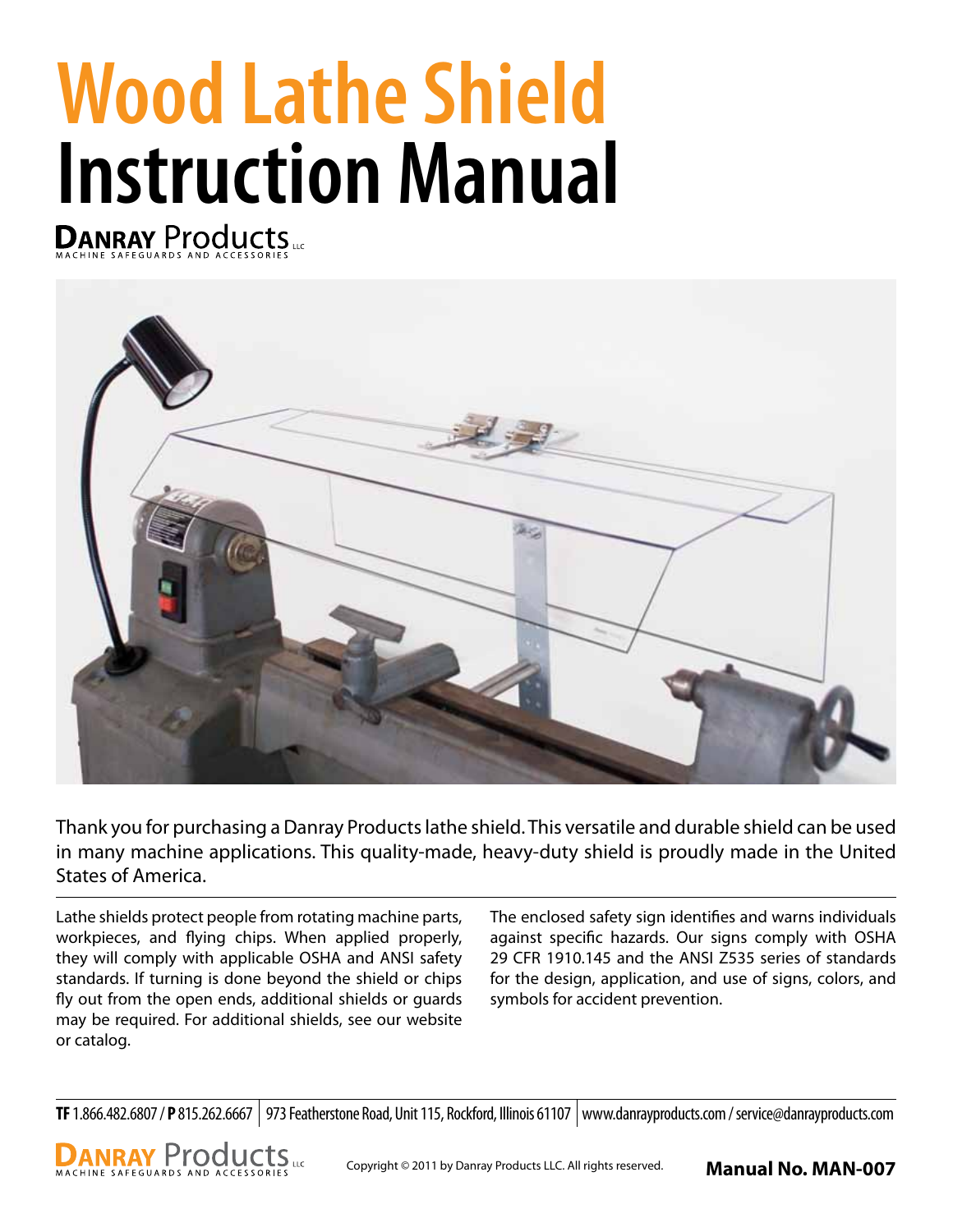# Wood Lathe Shield
# Instruction Manual

**DANRAY** Products LLC
MACHINE SAFEGUARDS AND ACCESSORIES

Thank you for purchasing a Danray Products lathe shield. This versatile and durable shield can be used in many machine applications. This quality-made, heavy-duty shield is proudly made in the United States of America.

Lathe shields protect people from rotating machine parts, workpieces, and flying chips. When applied properly, they will comply with applicable OSHA and ANSI safety standards. If turning is done beyond the shield or chips fly out from the open ends, additional shields or guards may be required. For additional shields, see our website or catalog.

The enclosed safety sign identifies and warns individuals against specific hazards. Our signs comply with OSHA 29 CFR 1910.145 and the ANSI Z535 series of standards for the design, application, and use of signs, colors, and symbols for accident prevention.

**TF** 1.866.482.6807 / **P** 815.262.6667 | 973 Featherstone Road, Unit 115, Rockford, Illinois 61107 | www.danrayproducts.com / service@danrayproducts.com

Copyright © 2011 by Danray Products LLC. All rights reserved.

**Manual No. MAN-007**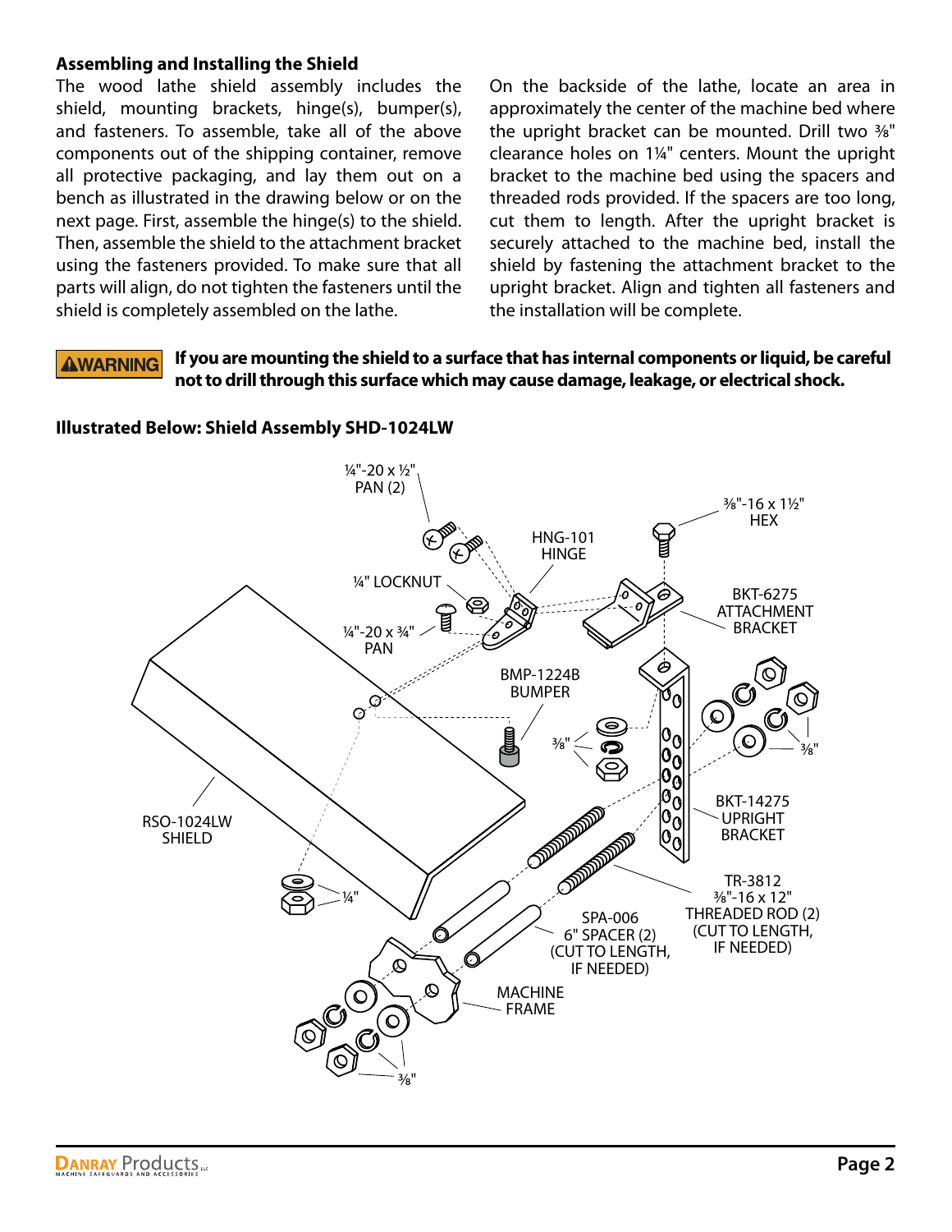### Assembling and Installing the Shield

The wood lathe shield assembly includes the shield, mounting brackets, hinge(s), bumper(s), and fasteners. To assemble, take all of the above components out of the shipping container, remove all protective packaging, and lay them out on a bench as illustrated in the drawing below or on the next page. First, assemble the hinge(s) to the shield. Then, assemble the shield to the attachment bracket using the fasteners provided. To make sure that all parts will align, do not tighten the fasteners until the shield is completely assembled on the lathe.

On the backside of the lathe, locate an area in approximately the center of the machine bed where the upright bracket can be mounted. Drill two ⅜" clearance holes on 1¼" centers. Mount the upright bracket to the machine bed using the spacers and threaded rods provided. If the spacers are too long, cut them to length. After the upright bracket is securely attached to the machine bed, install the shield by fastening the attachment bracket to the upright bracket. Align and tighten all fasteners and the installation will be complete.

**⚠WARNING** **If you are mounting the shield to a surface that has internal components or liquid, be careful not to drill through this surface which may cause damage, leakage, or electrical shock.**

**Illustrated Below: Shield Assembly SHD-1024LW**

¼"-20 x ½" PAN (2)

⅜"-16 x 1½" HEX

HNG-101 HINGE

¼" LOCKNUT

BKT-6275 ATTACHMENT BRACKET

¼"-20 x ¾" PAN

BMP-1224B BUMPER

⅜"

⅜"

BKT-14275 UPRIGHT BRACKET

RSO-1024LW SHIELD

¼"

TR-3812 ⅜"-16 x 12" THREADED ROD (2) (CUT TO LENGTH, IF NEEDED)

SPA-006 6" SPACER (2) (CUT TO LENGTH, IF NEEDED)

MACHINE FRAME

⅜"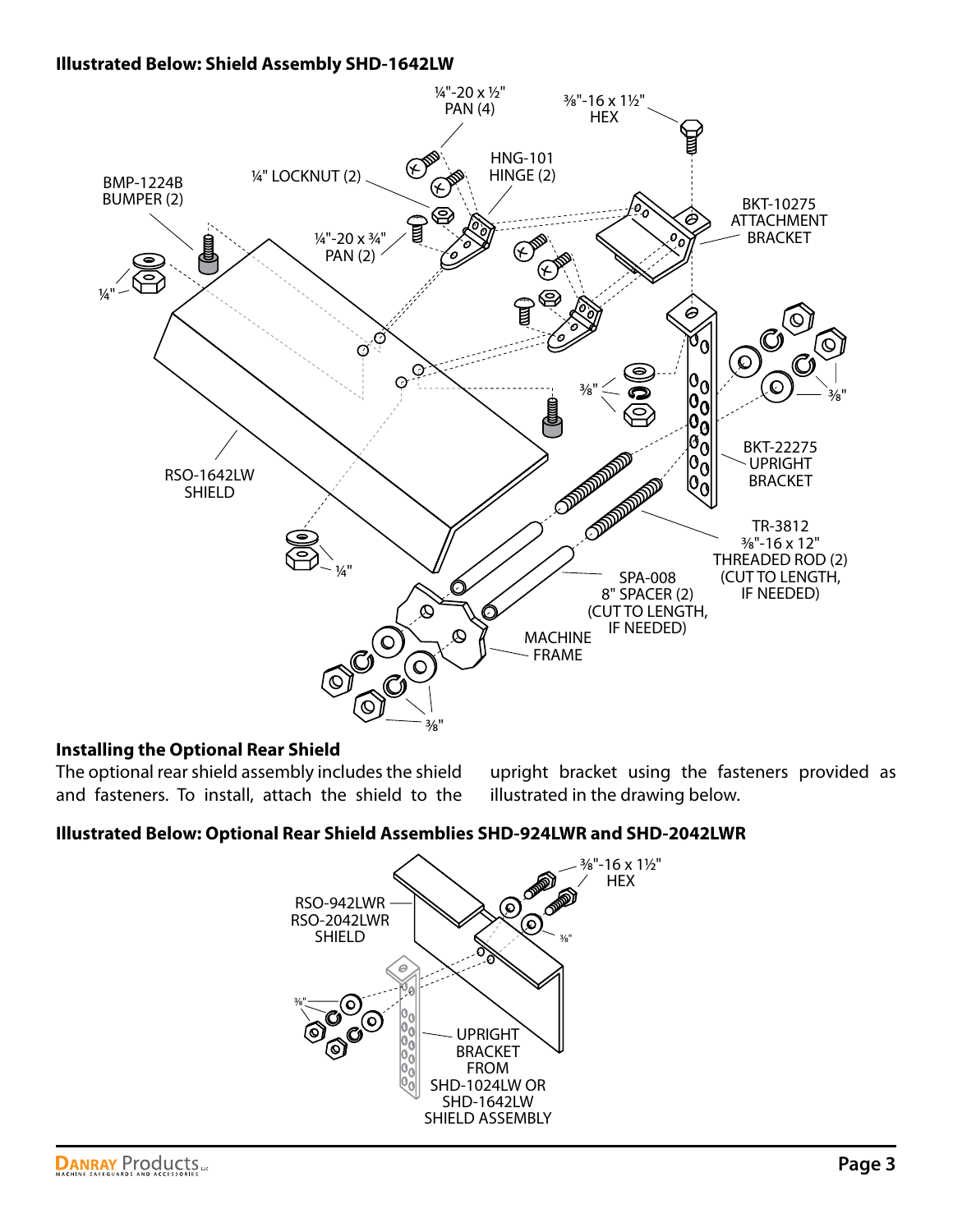**Illustrated Below: Shield Assembly SHD-1642LW**

## Installing the Optional Rear Shield

The optional rear shield assembly includes the shield and fasteners. To install, attach the shield to the upright bracket using the fasteners provided as illustrated in the drawing below.

**Illustrated Below: Optional Rear Shield Assemblies SHD-924LWR and SHD-2042LWR**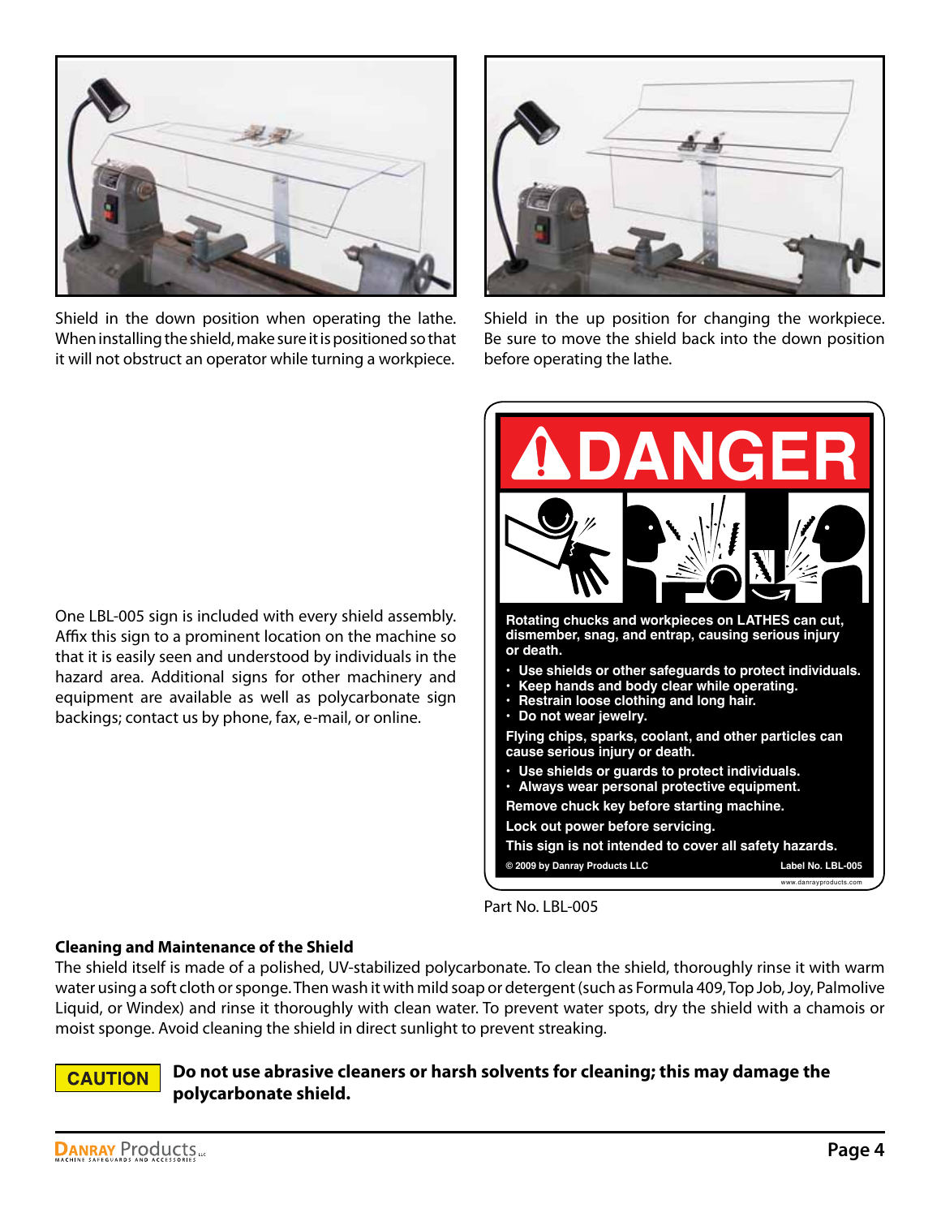Shield in the down position when operating the lathe. When installing the shield, make sure it is positioned so that it will not obstruct an operator while turning a workpiece.

Shield in the up position for changing the workpiece. Be sure to move the shield back into the down position before operating the lathe.

One LBL-005 sign is included with every shield assembly. Affix this sign to a prominent location on the machine so that it is easily seen and understood by individuals in the hazard area. Additional signs for other machinery and equipment are available as well as polycarbonate sign backings; contact us by phone, fax, e-mail, or online.

**DANGER**

**Rotating chucks and workpieces on LATHES can cut, dismember, snag, and entrap, causing serious injury or death.**

- **Use shields or other safeguards to protect individuals.**
- **Keep hands and body clear while operating.**
- **Restrain loose clothing and long hair.**
- **Do not wear jewelry.**

**Flying chips, sparks, coolant, and other particles can cause serious injury or death.**

- **Use shields or guards to protect individuals.**
- **Always wear personal protective equipment.**

**Remove chuck key before starting machine.**

**Lock out power before servicing.**

**This sign is not intended to cover all safety hazards.**

**© 2009 by Danray Products LLC** **Label No. LBL-005**

www.danrayproducts.com

Part No. LBL-005

### Cleaning and Maintenance of the Shield

The shield itself is made of a polished, UV-stabilized polycarbonate. To clean the shield, thoroughly rinse it with warm water using a soft cloth or sponge. Then wash it with mild soap or detergent (such as Formula 409, Top Job, Joy, Palmolive Liquid, or Windex) and rinse it thoroughly with clean water. To prevent water spots, dry the shield with a chamois or moist sponge. Avoid cleaning the shield in direct sunlight to prevent streaking.

**CAUTION** **Do not use abrasive cleaners or harsh solvents for cleaning; this may damage the polycarbonate shield.**